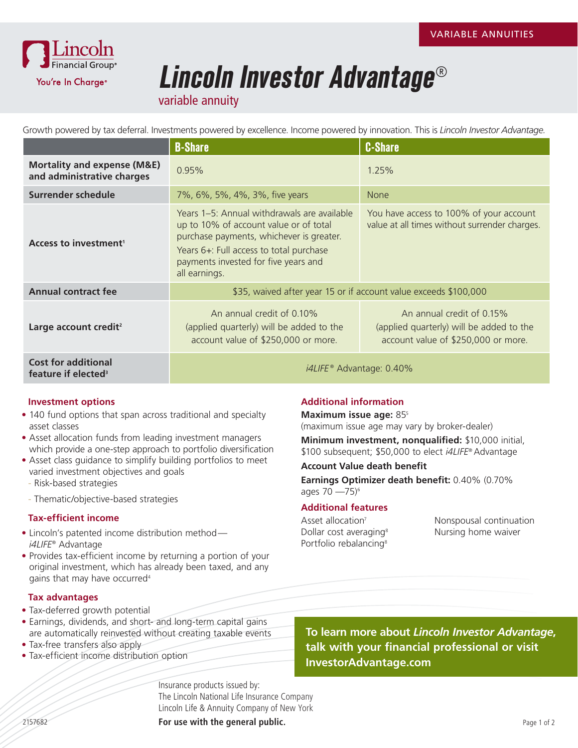VARIABLE ANNUITIES

Lincoln Financial Group®
You're In Charge®

# *Lincoln Investor Advantage®*

## variable annuity

Growth powered by tax deferral. Investments powered by excellence. Income powered by innovation. This is *Lincoln Investor Advantage.*

| | B-Share | C-Share |
|---|---|---|
| **Mortality and expense (M&E) and administrative charges** | 0.95% | 1.25% |
| **Surrender schedule** | 7%, 6%, 5%, 4%, 3%, five years | None |
| **Access to investment**[1] | Years 1–5: Annual withdrawals are available up to 10% of account value or of total purchase payments, whichever is greater. Years 6+: Full access to total purchase payments invested for five years and all earnings. | You have access to 100% of your account value at all times without surrender charges. |
| **Annual contract fee** | $35, waived after year 15 or if account value exceeds $100,000 | |
| **Large account credit**[2] | An annual credit of 0.10% (applied quarterly) will be added to the account value of $250,000 or more. | An annual credit of 0.15% (applied quarterly) will be added to the account value of $250,000 or more. |
| **Cost for additional feature if elected**[3] | *i4LIFE®* Advantage: 0.40% | |

### Investment options

- 140 fund options that span across traditional and specialty asset classes
- Asset allocation funds from leading investment managers which provide a one-step approach to portfolio diversification
- Asset class guidance to simplify building portfolios to meet varied investment objectives and goals
  - Risk-based strategies
  - Thematic/objective-based strategies

### Tax-efficient income

- Lincoln's patented income distribution method—*i4LIFE®* Advantage
- Provides tax-efficient income by returning a portion of your original investment, which has already been taxed, and any gains that may have occurred[4]

### Tax advantages

- Tax-deferred growth potential
- Earnings, dividends, and short- and long-term capital gains are automatically reinvested without creating taxable events
- Tax-free transfers also apply
- Tax-efficient income distribution option

### Additional information

**Maximum issue age:** 85[5]
(maximum issue age may vary by broker-dealer)

**Minimum investment, nonqualified:** $10,000 initial, $100 subsequent; $50,000 to elect *i4LIFE®* Advantage

**Account Value death benefit**

**Earnings Optimizer death benefit:** 0.40% (0.70% ages 70 —75)[6]

### Additional features

Asset allocation[7]
Dollar cost averaging[8]
Portfolio rebalancing[8]
Nonspousal continuation
Nursing home waiver

**To learn more about *Lincoln Investor Advantage,* talk with your financial professional or visit InvestorAdvantage.com**

Insurance products issued by:
The Lincoln National Life Insurance Company
Lincoln Life & Annuity Company of New York

2157682

**For use with the general public.**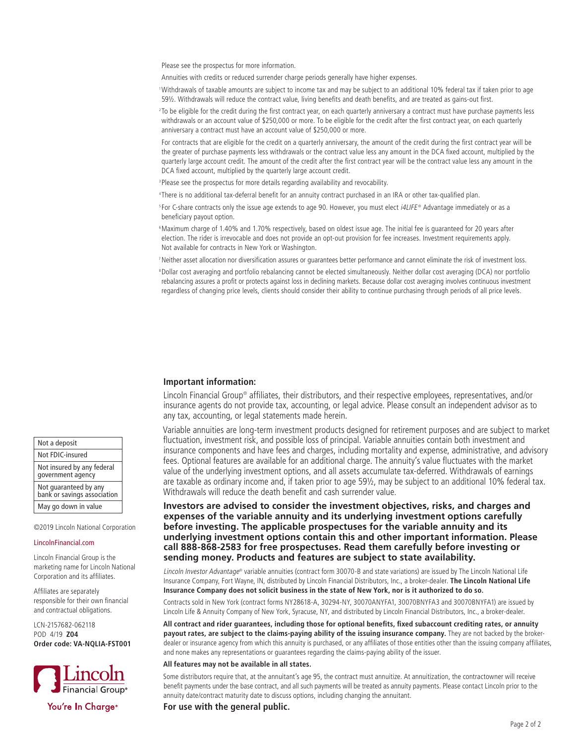Please see the prospectus for more information.

Annuities with credits or reduced surrender charge periods generally have higher expenses.

[1] Withdrawals of taxable amounts are subject to income tax and may be subject to an additional 10% federal tax if taken prior to age 59½. Withdrawals will reduce the contract value, living benefits and death benefits, and are treated as gains-out first.

[2] To be eligible for the credit during the first contract year, on each quarterly anniversary a contract must have purchase payments less withdrawals or an account value of $250,000 or more. To be eligible for the credit after the first contract year, on each quarterly anniversary a contract must have an account value of $250,000 or more.

For contracts that are eligible for the credit on a quarterly anniversary, the amount of the credit during the first contract year will be the greater of purchase payments less withdrawals or the contract value less any amount in the DCA fixed account, multiplied by the quarterly large account credit. The amount of the credit after the first contract year will be the contract value less any amount in the DCA fixed account, multiplied by the quarterly large account credit.

[3] Please see the prospectus for more details regarding availability and revocability.

[4] There is no additional tax-deferral benefit for an annuity contract purchased in an IRA or other tax-qualified plan.

[5] For C-share contracts only the issue age extends to age 90. However, you must elect *i4LIFE*® Advantage immediately or as a beneficiary payout option.

[6] Maximum charge of 1.40% and 1.70% respectively, based on oldest issue age. The initial fee is guaranteed for 20 years after election. The rider is irrevocable and does not provide an opt-out provision for fee increases. Investment requirements apply. Not available for contracts in New York or Washington.

[7] Neither asset allocation nor diversification assures or guarantees better performance and cannot eliminate the risk of investment loss.

[8] Dollar cost averaging and portfolio rebalancing cannot be elected simultaneously. Neither dollar cost averaging (DCA) nor portfolio rebalancing assures a profit or protects against loss in declining markets. Because dollar cost averaging involves continuous investment regardless of changing price levels, clients should consider their ability to continue purchasing through periods of all price levels.

## Important information:

Lincoln Financial Group® affiliates, their distributors, and their respective employees, representatives, and/or insurance agents do not provide tax, accounting, or legal advice. Please consult an independent advisor as to any tax, accounting, or legal statements made herein.

Variable annuities are long-term investment products designed for retirement purposes and are subject to market fluctuation, investment risk, and possible loss of principal. Variable annuities contain both investment and insurance components and have fees and charges, including mortality and expense, administrative, and advisory fees. Optional features are available for an additional charge. The annuity's value fluctuates with the market value of the underlying investment options, and all assets accumulate tax-deferred. Withdrawals of earnings are taxable as ordinary income and, if taken prior to age 59½, may be subject to an additional 10% federal tax. Withdrawals will reduce the death benefit and cash surrender value.

**Investors are advised to consider the investment objectives, risks, and charges and expenses of the variable annuity and its underlying investment options carefully before investing. The applicable prospectuses for the variable annuity and its underlying investment options contain this and other important information. Please call 888-868-2583 for free prospectuses. Read them carefully before investing or sending money. Products and features are subject to state availability.**

*Lincoln Investor Advantage*® variable annuities (contract form 30070-B and state variations) are issued by The Lincoln National Life Insurance Company, Fort Wayne, IN, distributed by Lincoln Financial Distributors, Inc., a broker-dealer. **The Lincoln National Life Insurance Company does not solicit business in the state of New York, nor is it authorized to do so.**

Contracts sold in New York (contract forms NY28618-A, 30294-NY, 30070ANYFA1, 30070BNYFA3 and 30070BNYFA1) are issued by Lincoln Life & Annuity Company of New York, Syracuse, NY, and distributed by Lincoln Financial Distributors, Inc., a broker-dealer.

**All contract and rider guarantees, including those for optional benefits, fixed subaccount crediting rates, or annuity payout rates, are subject to the claims-paying ability of the issuing insurance company.** They are not backed by the broker-dealer or insurance agency from which this annuity is purchased, or any affiliates of those entities other than the issuing company affiliates, and none makes any representations or guarantees regarding the claims-paying ability of the issuer.

**All features may not be available in all states.**

Some distributors require that, at the annuitant's age 95, the contract must annuitize. At annuitization, the contractowner will receive benefit payments under the base contract, and all such payments will be treated as annuity payments. Please contact Lincoln prior to the annuity date/contract maturity date to discuss options, including changing the annuitant.

**For use with the general public.**

| |
|---|
| Not a deposit |
| Not FDIC-insured |
| Not insured by any federal government agency |
| Not guaranteed by any bank or savings association |
| May go down in value |

©2019 Lincoln National Corporation

LincolnFinancial.com

Lincoln Financial Group is the marketing name for Lincoln National Corporation and its affiliates.

Affiliates are separately responsible for their own financial and contractual obligations.

LCN-2157682-062118
POD 4/19 **Z04**
**Order code: VA-NQLIA-FST001**

Lincoln Financial Group®

You're In Charge®